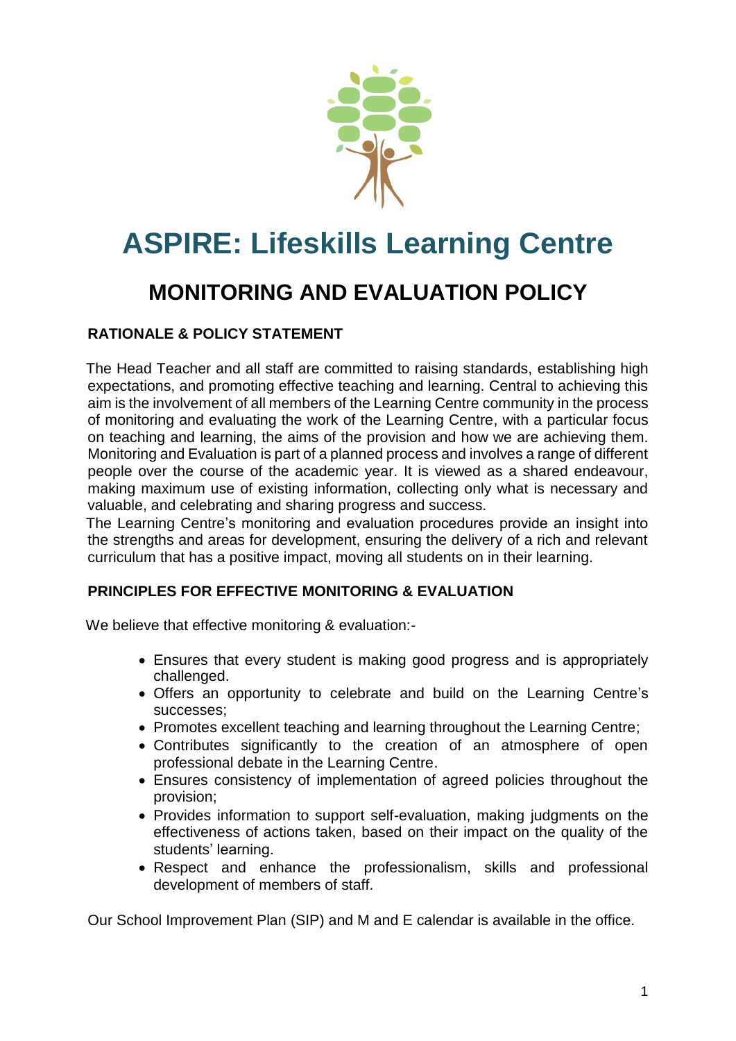# ASPIRE: Lifeskills Learning Centre

## MONITORING AND EVALUATION POLICY

### RATIONALE & POLICY STATEMENT

The Head Teacher and all staff are committed to raising standards, establishing high expectations, and promoting effective teaching and learning. Central to achieving this aim is the involvement of all members of the Learning Centre community in the process of monitoring and evaluating the work of the Learning Centre, with a particular focus on teaching and learning, the aims of the provision and how we are achieving them. Monitoring and Evaluation is part of a planned process and involves a range of different people over the course of the academic year. It is viewed as a shared endeavour, making maximum use of existing information, collecting only what is necessary and valuable, and celebrating and sharing progress and success.

The Learning Centre's monitoring and evaluation procedures provide an insight into the strengths and areas for development, ensuring the delivery of a rich and relevant curriculum that has a positive impact, moving all students on in their learning.

### PRINCIPLES FOR EFFECTIVE MONITORING & EVALUATION

We believe that effective monitoring & evaluation:-

- Ensures that every student is making good progress and is appropriately challenged.
- Offers an opportunity to celebrate and build on the Learning Centre's successes;
- Promotes excellent teaching and learning throughout the Learning Centre;
- Contributes significantly to the creation of an atmosphere of open professional debate in the Learning Centre.
- Ensures consistency of implementation of agreed policies throughout the provision;
- Provides information to support self-evaluation, making judgments on the effectiveness of actions taken, based on their impact on the quality of the students' learning.
- Respect and enhance the professionalism, skills and professional development of members of staff.

Our School Improvement Plan (SIP) and M and E calendar is available in the office.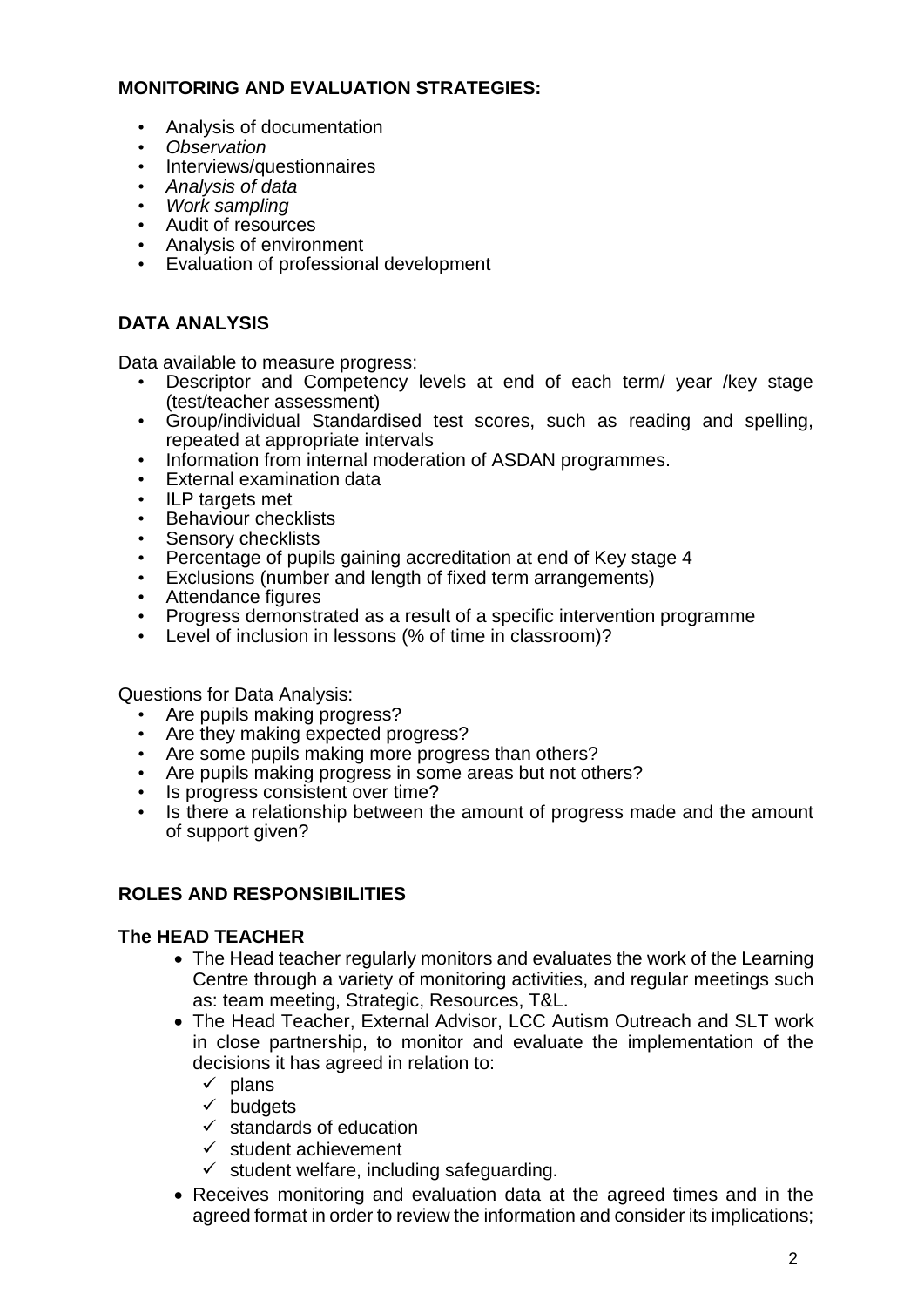**MONITORING AND EVALUATION STRATEGIES:**

- Analysis of documentation
- *Observation*
- Interviews/questionnaires
- *Analysis of data*
- *Work sampling*
- Audit of resources
- Analysis of environment
- Evaluation of professional development

**DATA ANALYSIS**

Data available to measure progress:

- Descriptor and Competency levels at end of each term/ year /key stage (test/teacher assessment)
- Group/individual Standardised test scores, such as reading and spelling, repeated at appropriate intervals
- Information from internal moderation of ASDAN programmes.
- External examination data
- ILP targets met
- Behaviour checklists
- Sensory checklists
- Percentage of pupils gaining accreditation at end of Key stage 4
- Exclusions (number and length of fixed term arrangements)
- Attendance figures
- Progress demonstrated as a result of a specific intervention programme
- Level of inclusion in lessons (% of time in classroom)?

Questions for Data Analysis:

- Are pupils making progress?
- Are they making expected progress?
- Are some pupils making more progress than others?
- Are pupils making progress in some areas but not others?
- Is progress consistent over time?
- Is there a relationship between the amount of progress made and the amount of support given?

**ROLES AND RESPONSIBILITIES**

**The HEAD TEACHER**

- The Head teacher regularly monitors and evaluates the work of the Learning Centre through a variety of monitoring activities, and regular meetings such as: team meeting, Strategic, Resources, T&L.
- The Head Teacher, External Advisor, LCC Autism Outreach and SLT work in close partnership, to monitor and evaluate the implementation of the decisions it has agreed in relation to:
  - ✓ plans
  - ✓ budgets
  - ✓ standards of education
  - ✓ student achievement
  - ✓ student welfare, including safeguarding.
- Receives monitoring and evaluation data at the agreed times and in the agreed format in order to review the information and consider its implications;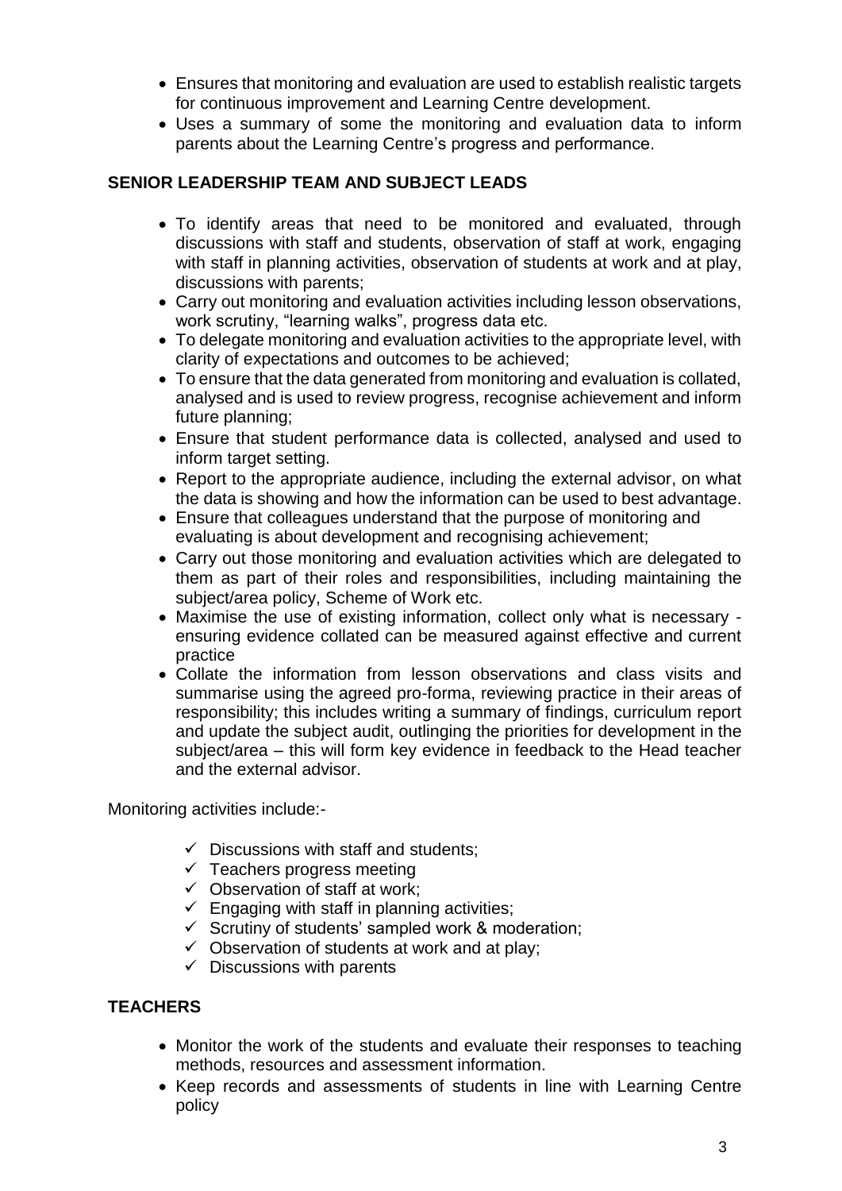- Ensures that monitoring and evaluation are used to establish realistic targets for continuous improvement and Learning Centre development.
- Uses a summary of some the monitoring and evaluation data to inform parents about the Learning Centre's progress and performance.

## SENIOR LEADERSHIP TEAM AND SUBJECT LEADS

- To identify areas that need to be monitored and evaluated, through discussions with staff and students, observation of staff at work, engaging with staff in planning activities, observation of students at work and at play, discussions with parents;
- Carry out monitoring and evaluation activities including lesson observations, work scrutiny, "learning walks", progress data etc.
- To delegate monitoring and evaluation activities to the appropriate level, with clarity of expectations and outcomes to be achieved;
- To ensure that the data generated from monitoring and evaluation is collated, analysed and is used to review progress, recognise achievement and inform future planning;
- Ensure that student performance data is collected, analysed and used to inform target setting.
- Report to the appropriate audience, including the external advisor, on what the data is showing and how the information can be used to best advantage.
- Ensure that colleagues understand that the purpose of monitoring and evaluating is about development and recognising achievement;
- Carry out those monitoring and evaluation activities which are delegated to them as part of their roles and responsibilities, including maintaining the subject/area policy, Scheme of Work etc.
- Maximise the use of existing information, collect only what is necessary - ensuring evidence collated can be measured against effective and current practice
- Collate the information from lesson observations and class visits and summarise using the agreed pro-forma, reviewing practice in their areas of responsibility; this includes writing a summary of findings, curriculum report and update the subject audit, outlinging the priorities for development in the subject/area – this will form key evidence in feedback to the Head teacher and the external advisor.

Monitoring activities include:-

- ✓ Discussions with staff and students;
- ✓ Teachers progress meeting
- ✓ Observation of staff at work;
- ✓ Engaging with staff in planning activities;
- ✓ Scrutiny of students' sampled work & moderation;
- ✓ Observation of students at work and at play;
- ✓ Discussions with parents

## TEACHERS

- Monitor the work of the students and evaluate their responses to teaching methods, resources and assessment information.
- Keep records and assessments of students in line with Learning Centre policy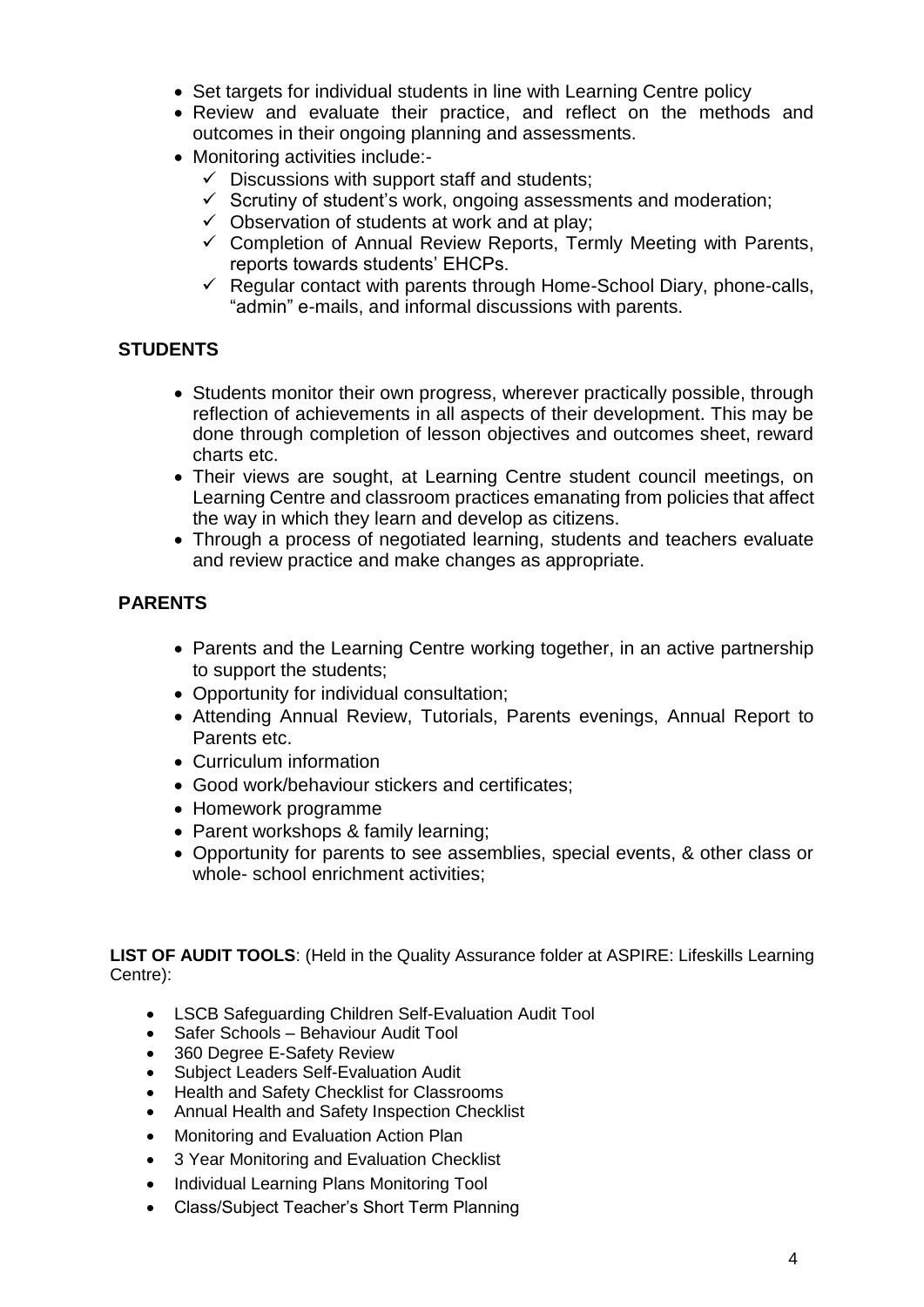- Set targets for individual students in line with Learning Centre policy
- Review and evaluate their practice, and reflect on the methods and outcomes in their ongoing planning and assessments.
- Monitoring activities include:-
  - ✓ Discussions with support staff and students;
  - ✓ Scrutiny of student's work, ongoing assessments and moderation;
  - ✓ Observation of students at work and at play;
  - ✓ Completion of Annual Review Reports, Termly Meeting with Parents, reports towards students' EHCPs.
  - ✓ Regular contact with parents through Home-School Diary, phone-calls, "admin" e-mails, and informal discussions with parents.

## STUDENTS

- Students monitor their own progress, wherever practically possible, through reflection of achievements in all aspects of their development. This may be done through completion of lesson objectives and outcomes sheet, reward charts etc.
- Their views are sought, at Learning Centre student council meetings, on Learning Centre and classroom practices emanating from policies that affect the way in which they learn and develop as citizens.
- Through a process of negotiated learning, students and teachers evaluate and review practice and make changes as appropriate.

## PARENTS

- Parents and the Learning Centre working together, in an active partnership to support the students;
- Opportunity for individual consultation;
- Attending Annual Review, Tutorials, Parents evenings, Annual Report to Parents etc.
- Curriculum information
- Good work/behaviour stickers and certificates;
- Homework programme
- Parent workshops & family learning;
- Opportunity for parents to see assemblies, special events, & other class or whole- school enrichment activities;

**LIST OF AUDIT TOOLS**: (Held in the Quality Assurance folder at ASPIRE: Lifeskills Learning Centre):

- LSCB Safeguarding Children Self-Evaluation Audit Tool
- Safer Schools – Behaviour Audit Tool
- 360 Degree E-Safety Review
- Subject Leaders Self-Evaluation Audit
- Health and Safety Checklist for Classrooms
- Annual Health and Safety Inspection Checklist
- Monitoring and Evaluation Action Plan
- 3 Year Monitoring and Evaluation Checklist
- Individual Learning Plans Monitoring Tool
- Class/Subject Teacher's Short Term Planning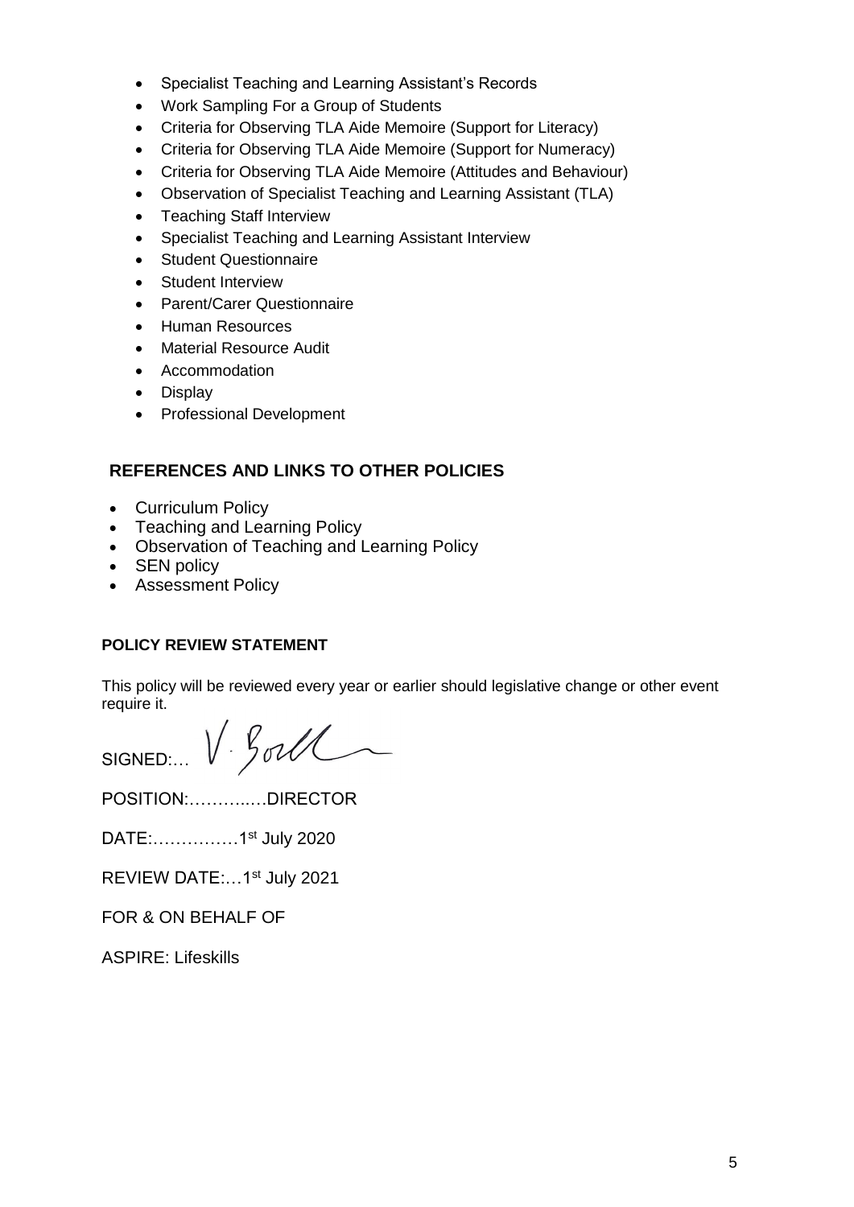- Specialist Teaching and Learning Assistant's Records
- Work Sampling For a Group of Students
- Criteria for Observing TLA Aide Memoire (Support for Literacy)
- Criteria for Observing TLA Aide Memoire (Support for Numeracy)
- Criteria for Observing TLA Aide Memoire (Attitudes and Behaviour)
- Observation of Specialist Teaching and Learning Assistant (TLA)
- Teaching Staff Interview
- Specialist Teaching and Learning Assistant Interview
- Student Questionnaire
- Student Interview
- Parent/Carer Questionnaire
- Human Resources
- Material Resource Audit
- Accommodation
- Display
- Professional Development

## REFERENCES AND LINKS TO OTHER POLICIES

- Curriculum Policy
- Teaching and Learning Policy
- Observation of Teaching and Learning Policy
- SEN policy
- Assessment Policy

### POLICY REVIEW STATEMENT

This policy will be reviewed every year or earlier should legislative change or other event require it.

SIGNED:… V. Boll

POSITION:………..…DIRECTOR

DATE:……………1st July 2020

REVIEW DATE:…1st July 2021

FOR & ON BEHALF OF

ASPIRE: Lifeskills